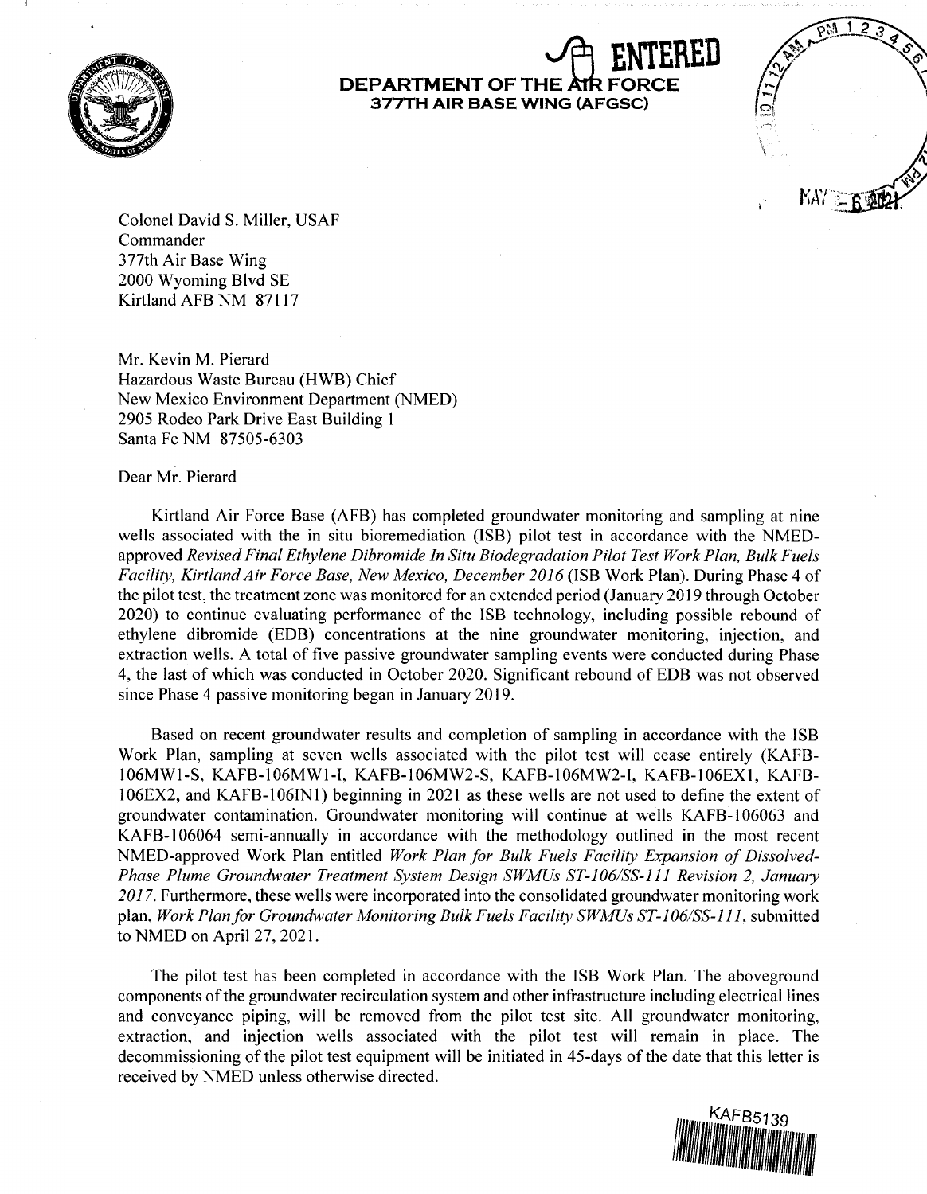**ENTERED**

**DEPARTMENT OF THE AIR FORCE**
**377TH AIR BASE WING (AFGSC)**

MAY - 6 2021

Colonel David S. Miller, USAF
Commander
377th Air Base Wing
2000 Wyoming Blvd SE
Kirtland AFB NM 87117

Mr. Kevin M. Pierard
Hazardous Waste Bureau (HWB) Chief
New Mexico Environment Department (NMED)
2905 Rodeo Park Drive East Building 1
Santa Fe NM 87505-6303

Dear Mr. Pierard

Kirtland Air Force Base (AFB) has completed groundwater monitoring and sampling at nine wells associated with the in situ bioremediation (ISB) pilot test in accordance with the NMED-approved *Revised Final Ethylene Dibromide In Situ Biodegradation Pilot Test Work Plan, Bulk Fuels Facility, Kirtland Air Force Base, New Mexico, December 2016* (ISB Work Plan). During Phase 4 of the pilot test, the treatment zone was monitored for an extended period (January 2019 through October 2020) to continue evaluating performance of the ISB technology, including possible rebound of ethylene dibromide (EDB) concentrations at the nine groundwater monitoring, injection, and extraction wells. A total of five passive groundwater sampling events were conducted during Phase 4, the last of which was conducted in October 2020. Significant rebound of EDB was not observed since Phase 4 passive monitoring began in January 2019.

Based on recent groundwater results and completion of sampling in accordance with the ISB Work Plan, sampling at seven wells associated with the pilot test will cease entirely (KAFB-106MW1-S, KAFB-106MW1-I, KAFB-106MW2-S, KAFB-106MW2-I, KAFB-106EX1, KAFB-106EX2, and KAFB-106IN1) beginning in 2021 as these wells are not used to define the extent of groundwater contamination. Groundwater monitoring will continue at wells KAFB-106063 and KAFB-106064 semi-annually in accordance with the methodology outlined in the most recent NMED-approved Work Plan entitled *Work Plan for Bulk Fuels Facility Expansion of Dissolved-Phase Plume Groundwater Treatment System Design SWMUs ST-106/SS-111 Revision 2, January 2017*. Furthermore, these wells were incorporated into the consolidated groundwater monitoring work plan, *Work Plan for Groundwater Monitoring Bulk Fuels Facility SWMUs ST-106/SS-111*, submitted to NMED on April 27, 2021.

The pilot test has been completed in accordance with the ISB Work Plan. The aboveground components of the groundwater recirculation system and other infrastructure including electrical lines and conveyance piping, will be removed from the pilot test site. All groundwater monitoring, extraction, and injection wells associated with the pilot test will remain in place. The decommissioning of the pilot test equipment will be initiated in 45-days of the date that this letter is received by NMED unless otherwise directed.

KAFB5139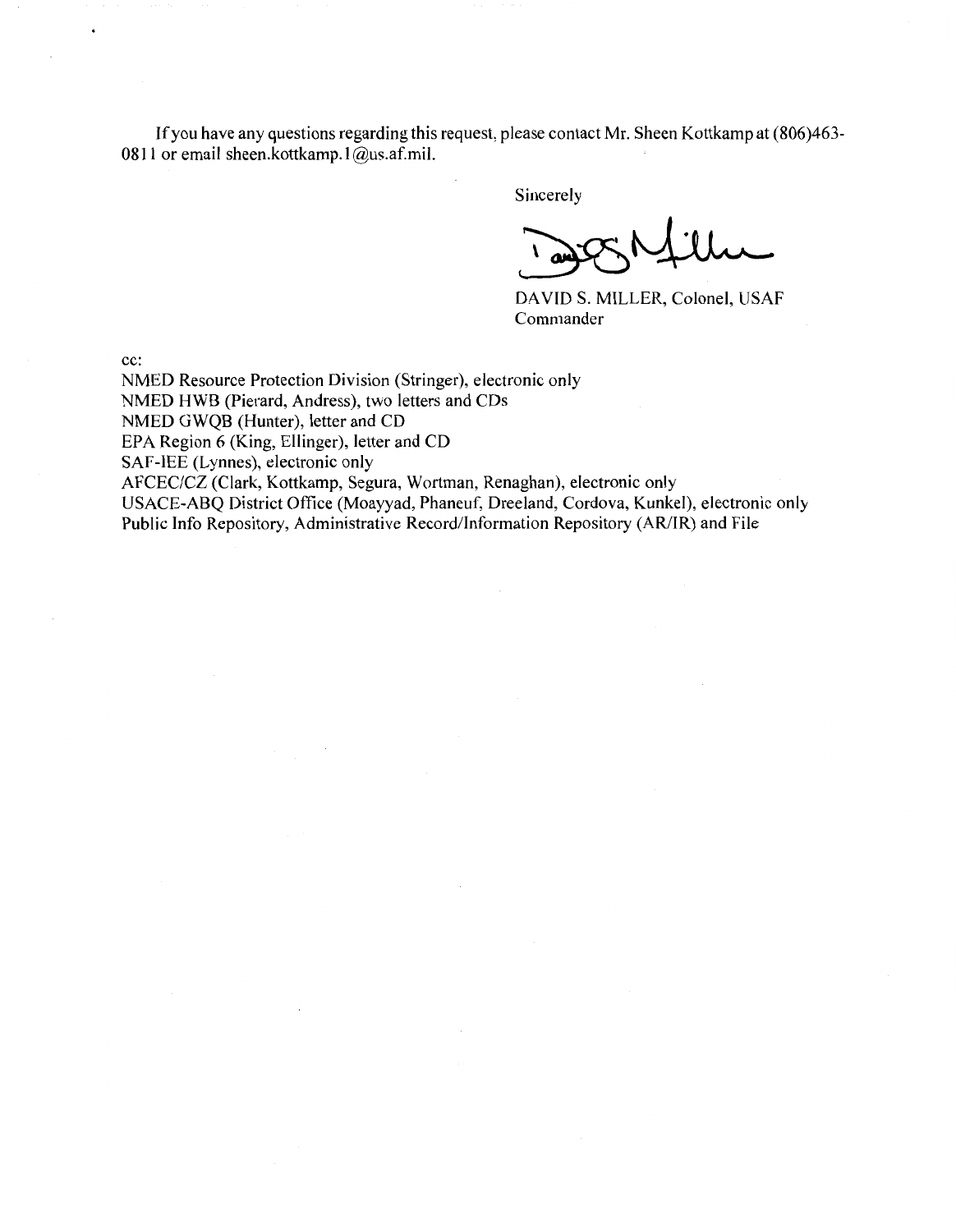If you have any questions regarding this request, please contact Mr. Sheen Kottkamp at (806)463-0811 or email sheen.kottkamp.1@us.af.mil.

Sincerely

DAVID S. MILLER, Colonel, USAF
Commander

cc:
NMED Resource Protection Division (Stringer), electronic only
NMED HWB (Pierard, Andress), two letters and CDs
NMED GWQB (Hunter), letter and CD
EPA Region 6 (King, Ellinger), letter and CD
SAF-IEE (Lynnes), electronic only
AFCEC/CZ (Clark, Kottkamp, Segura, Wortman, Renaghan), electronic only
USACE-ABQ District Office (Moayyad, Phaneuf, Dreeland, Cordova, Kunkel), electronic only
Public Info Repository, Administrative Record/Information Repository (AR/IR) and File